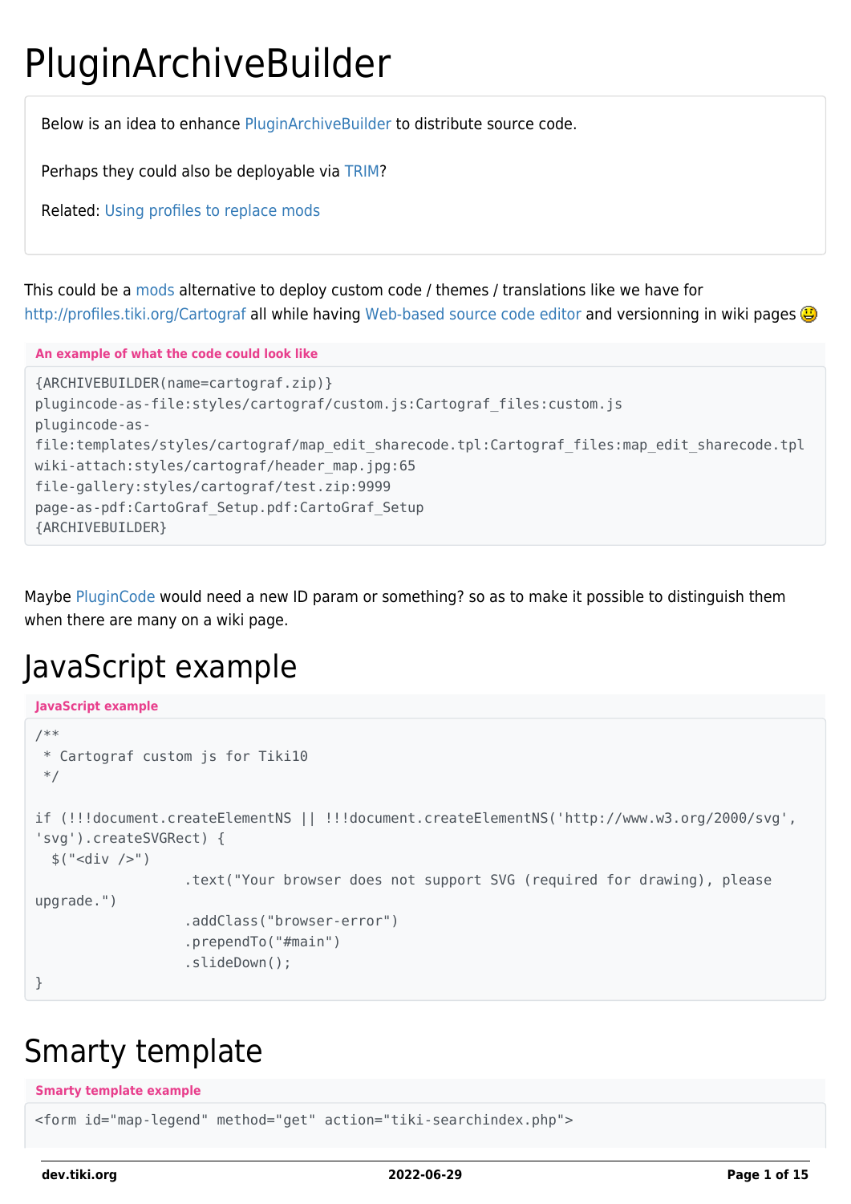# PluginArchiveBuilder

> Below is an idea to enhance PluginArchiveBuilder to distribute source code.
>
> Perhaps they could also be deployable via TRIM?
>
> Related: Using profiles to replace mods

This could be a mods alternative to deploy custom code / themes / translations like we have for http://profiles.tiki.org/Cartograf all while having Web-based source code editor and versionning in wiki pages 🙂

**An example of what the code could look like**

```
{ARCHIVEBUILDER(name=cartograf.zip)}
plugincode-as-file:styles/cartograf/custom.js:Cartograf_files:custom.js
plugincode-as-
file:templates/styles/cartograf/map_edit_sharecode.tpl:Cartograf_files:map_edit_sharecode.tpl
wiki-attach:styles/cartograf/header_map.jpg:65
file-gallery:styles/cartograf/test.zip:9999
page-as-pdf:CartoGraf_Setup.pdf:CartoGraf_Setup
{ARCHIVEBUILDER}
```

Maybe PluginCode would need a new ID param or something? so as to make it possible to distinguish them when there are many on a wiki page.

# JavaScript example

**JavaScript example**

```
/**
 * Cartograf custom js for Tiki10
 */

if (!!!document.createElementNS || !!!document.createElementNS('http://www.w3.org/2000/svg',
'svg').createSVGRect) {
  $("<div />")
                  .text("Your browser does not support SVG (required for drawing), please
upgrade.")
                  .addClass("browser-error")
                  .prependTo("#main")
                  .slideDown();
}
```

# Smarty template

**Smarty template example**

```
<form id="map-legend" method="get" action="tiki-searchindex.php">
```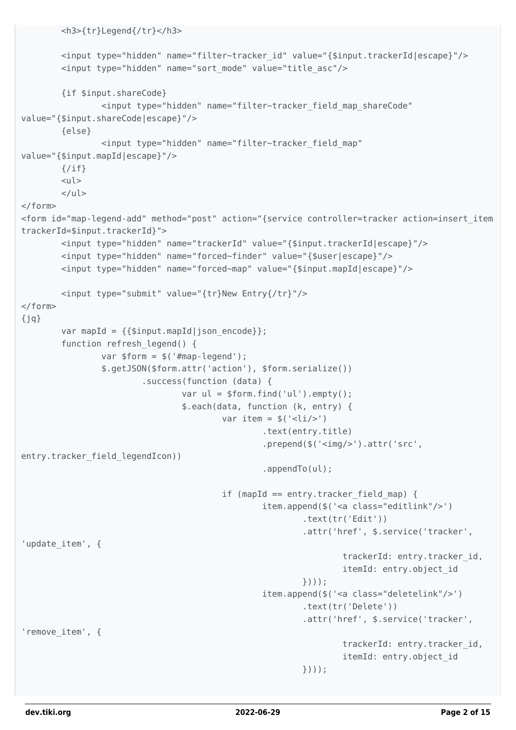```
        <h3>{tr}Legend{/tr}</h3>

        <input type="hidden" name="filter~tracker_id" value="{$input.trackerId|escape}"/>
        <input type="hidden" name="sort_mode" value="title_asc"/>

        {if $input.shareCode}
                <input type="hidden" name="filter~tracker_field_map_shareCode"
value="{$input.shareCode|escape}"/>
        {else}
                <input type="hidden" name="filter~tracker_field_map"
value="{$input.mapId|escape}"/>
        {/if}
        <ul>
        </ul>
</form>
<form id="map-legend-add" method="post" action="{service controller=tracker action=insert_item
trackerId=$input.trackerId}">
        <input type="hidden" name="trackerId" value="{$input.trackerId|escape}"/>
        <input type="hidden" name="forced~finder" value="{$user|escape}"/>
        <input type="hidden" name="forced~map" value="{$input.mapId|escape}"/>

        <input type="submit" value="{tr}New Entry{/tr}"/>
</form>
{jq}
        var mapId = {{$input.mapId|json_encode}};
        function refresh_legend() {
                var $form = $('#map-legend');
                $.getJSON($form.attr('action'), $form.serialize())
                        .success(function (data) {
                                var ul = $form.find('ul').empty();
                                $.each(data, function (k, entry) {
                                        var item = $('<li/>')
                                                .text(entry.title)
                                                .prepend($('<img/>').attr('src',
entry.tracker_field_legendIcon))
                                                .appendTo(ul);

                                        if (mapId == entry.tracker_field_map) {
                                                item.append($('<a class="editlink"/>')
                                                        .text(tr('Edit'))
                                                        .attr('href', $.service('tracker',
'update_item', {
                                                                trackerId: entry.tracker_id,
                                                                itemId: entry.object_id
                                                        })));
                                                item.append($('<a class="deletelink"/>')
                                                        .text(tr('Delete'))
                                                        .attr('href', $.service('tracker',
'remove_item', {
                                                                trackerId: entry.tracker_id,
                                                                itemId: entry.object_id
                                                        })));
```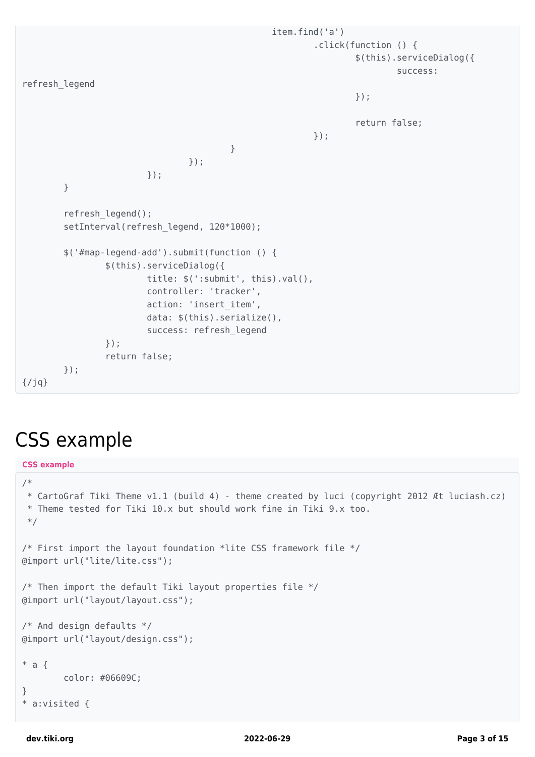```
                                                item.find('a')
                                                        .click(function () {
                                                                $(this).serviceDialog({
                                                                        success:
refresh_legend
                                                                });

                                                                return false;
                                                        });
                                        }
                                });
                        });
        }

        refresh_legend();
        setInterval(refresh_legend, 120*1000);

        $('#map-legend-add').submit(function () {
                $(this).serviceDialog({
                        title: $(':submit', this).val(),
                        controller: 'tracker',
                        action: 'insert_item',
                        data: $(this).serialize(),
                        success: refresh_legend
                });
                return false;
        });
{/jq}
```

# CSS example

**CSS example**

```
/*
 * CartoGraf Tiki Theme v1.1 (build 4) - theme created by luci (copyright 2012 Æt luciash.cz)
 * Theme tested for Tiki 10.x but should work fine in Tiki 9.x too.
 */

/* First import the layout foundation *lite CSS framework file */
@import url("lite/lite.css");

/* Then import the default Tiki layout properties file */
@import url("layout/layout.css");

/* And design defaults */
@import url("layout/design.css");

* a {
        color: #06609C;
}
* a:visited {
```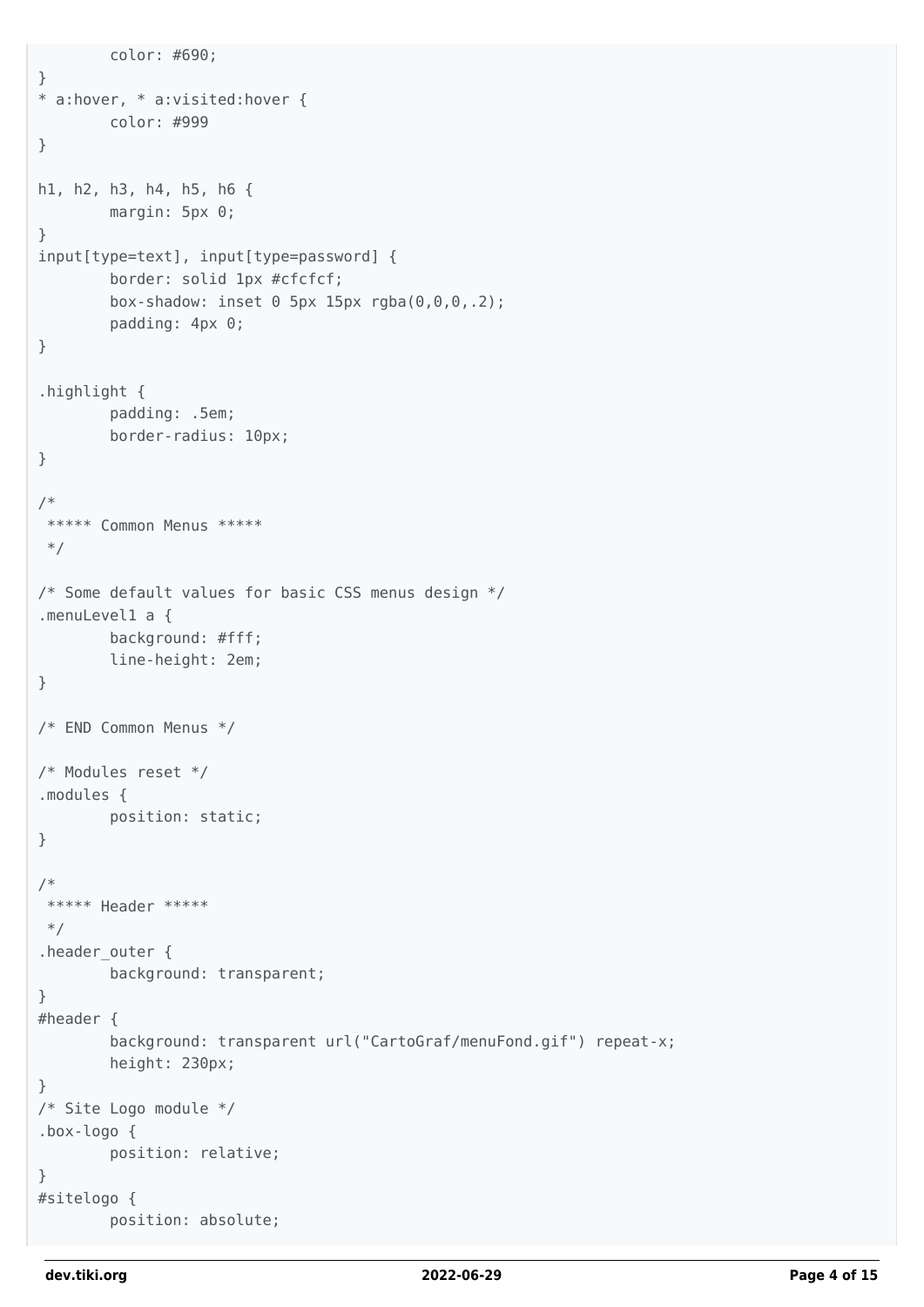```
	color: #690;
}
* a:hover, * a:visited:hover {
	color: #999
}

h1, h2, h3, h4, h5, h6 {
	margin: 5px 0;
}
input[type=text], input[type=password] {
	border: solid 1px #cfcfcf;
	box-shadow: inset 0 5px 15px rgba(0,0,0,.2);
	padding: 4px 0;
}

.highlight {
	padding: .5em;
	border-radius: 10px;
}

/*
 ***** Common Menus *****
 */

/* Some default values for basic CSS menus design */
.menuLevel1 a {
	background: #fff;
	line-height: 2em;
}

/* END Common Menus */

/* Modules reset */
.modules {
	position: static;
}

/*
 ***** Header *****
 */
.header_outer {
	background: transparent;
}
#header {
	background: transparent url("CartoGraf/menuFond.gif") repeat-x;
	height: 230px;
}
/* Site Logo module */
.box-logo {
	position: relative;
}
#sitelogo {
	position: absolute;
```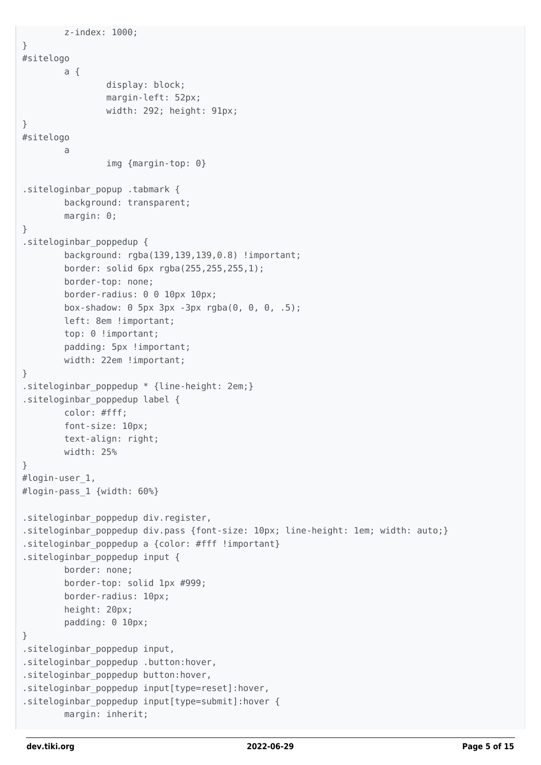```
        z-index: 1000;
}
#sitelogo
        a {
                display: block;
                margin-left: 52px;
                width: 292; height: 91px;
}
#sitelogo
        a
                img {margin-top: 0}

.siteloginbar_popup .tabmark {
        background: transparent;
        margin: 0;
}
.siteloginbar_poppedup {
        background: rgba(139,139,139,0.8) !important;
        border: solid 6px rgba(255,255,255,1);
        border-top: none;
        border-radius: 0 0 10px 10px;
        box-shadow: 0 5px 3px -3px rgba(0, 0, 0, .5);
        left: 8em !important;
        top: 0 !important;
        padding: 5px !important;
        width: 22em !important;
}
.siteloginbar_poppedup * {line-height: 2em;}
.siteloginbar_poppedup label {
        color: #fff;
        font-size: 10px;
        text-align: right;
        width: 25%
}
#login-user_1,
#login-pass_1 {width: 60%}

.siteloginbar_poppedup div.register,
.siteloginbar_poppedup div.pass {font-size: 10px; line-height: 1em; width: auto;}
.siteloginbar_poppedup a {color: #fff !important}
.siteloginbar_poppedup input {
        border: none;
        border-top: solid 1px #999;
        border-radius: 10px;
        height: 20px;
        padding: 0 10px;
}
.siteloginbar_poppedup input,
.siteloginbar_poppedup .button:hover,
.siteloginbar_poppedup button:hover,
.siteloginbar_poppedup input[type=reset]:hover,
.siteloginbar_poppedup input[type=submit]:hover {
        margin: inherit;
```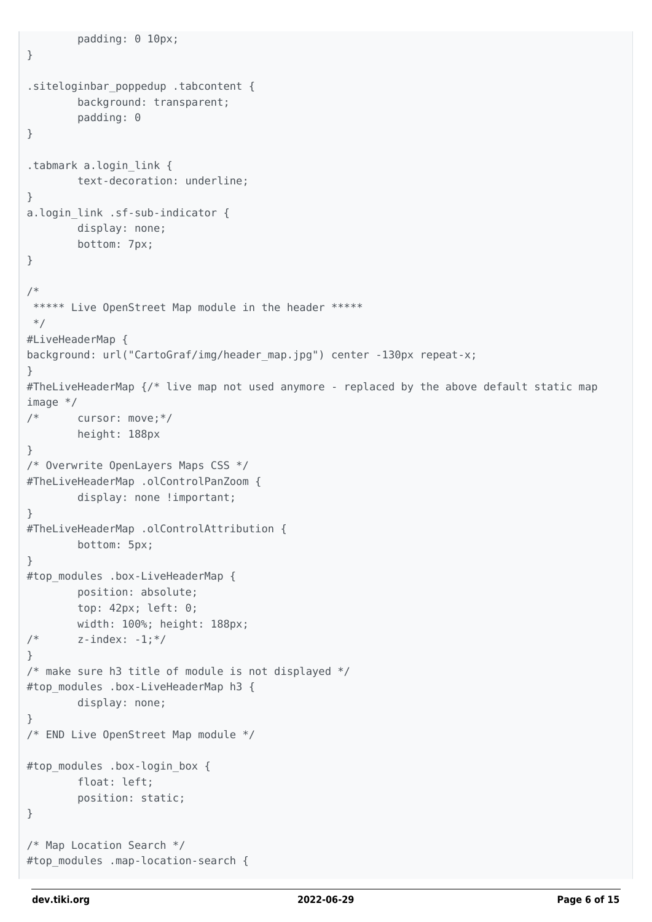```
        padding: 0 10px;
}

.siteloginbar_poppedup .tabcontent {
        background: transparent;
        padding: 0
}

.tabmark a.login_link {
        text-decoration: underline;
}
a.login_link .sf-sub-indicator {
        display: none;
        bottom: 7px;
}

/*
 ***** Live OpenStreet Map module in the header *****
 */
#LiveHeaderMap {
background: url("CartoGraf/img/header_map.jpg") center -130px repeat-x;
}
#TheLiveHeaderMap {/* live map not used anymore - replaced by the above default static map
image */
/*      cursor: move;*/
        height: 188px
}
/* Overwrite OpenLayers Maps CSS */
#TheLiveHeaderMap .olControlPanZoom {
        display: none !important;
}
#TheLiveHeaderMap .olControlAttribution {
        bottom: 5px;
}
#top_modules .box-LiveHeaderMap {
        position: absolute;
        top: 42px; left: 0;
        width: 100%; height: 188px;
/*      z-index: -1;*/
}
/* make sure h3 title of module is not displayed */
#top_modules .box-LiveHeaderMap h3 {
        display: none;
}
/* END Live OpenStreet Map module */

#top_modules .box-login_box {
        float: left;
        position: static;
}

/* Map Location Search */
#top_modules .map-location-search {
```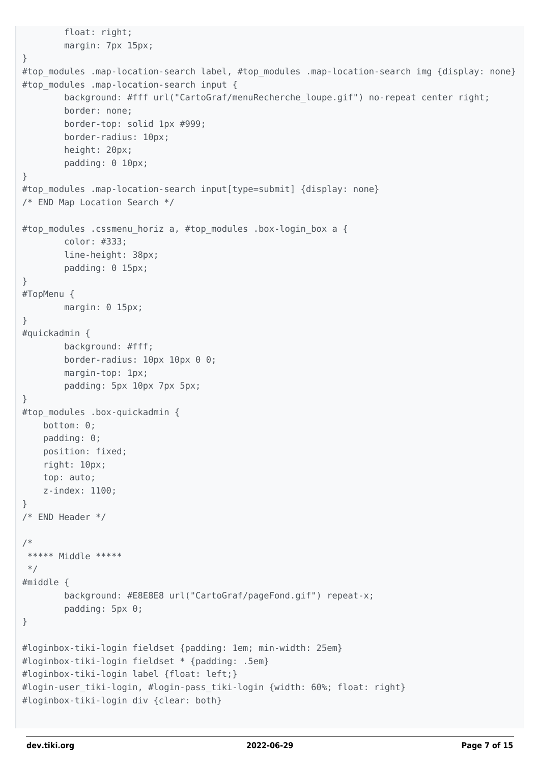```
        float: right;
        margin: 7px 15px;
}
#top_modules .map-location-search label, #top_modules .map-location-search img {display: none}
#top_modules .map-location-search input {
        background: #fff url("CartoGraf/menuRecherche_loupe.gif") no-repeat center right;
        border: none;
        border-top: solid 1px #999;
        border-radius: 10px;
        height: 20px;
        padding: 0 10px;
}
#top_modules .map-location-search input[type=submit] {display: none}
/* END Map Location Search */

#top_modules .cssmenu_horiz a, #top_modules .box-login_box a {
        color: #333;
        line-height: 38px;
        padding: 0 15px;
}
#TopMenu {
        margin: 0 15px;
}
#quickadmin {
        background: #fff;
        border-radius: 10px 10px 0 0;
        margin-top: 1px;
        padding: 5px 10px 7px 5px;
}
#top_modules .box-quickadmin {
    bottom: 0;
    padding: 0;
    position: fixed;
    right: 10px;
    top: auto;
    z-index: 1100;
}
/* END Header */

/*
 ***** Middle *****
 */
#middle {
        background: #E8E8E8 url("CartoGraf/pageFond.gif") repeat-x;
        padding: 5px 0;
}

#loginbox-tiki-login fieldset {padding: 1em; min-width: 25em}
#loginbox-tiki-login fieldset * {padding: .5em}
#loginbox-tiki-login label {float: left;}
#login-user_tiki-login, #login-pass_tiki-login {width: 60%; float: right}
#loginbox-tiki-login div {clear: both}
```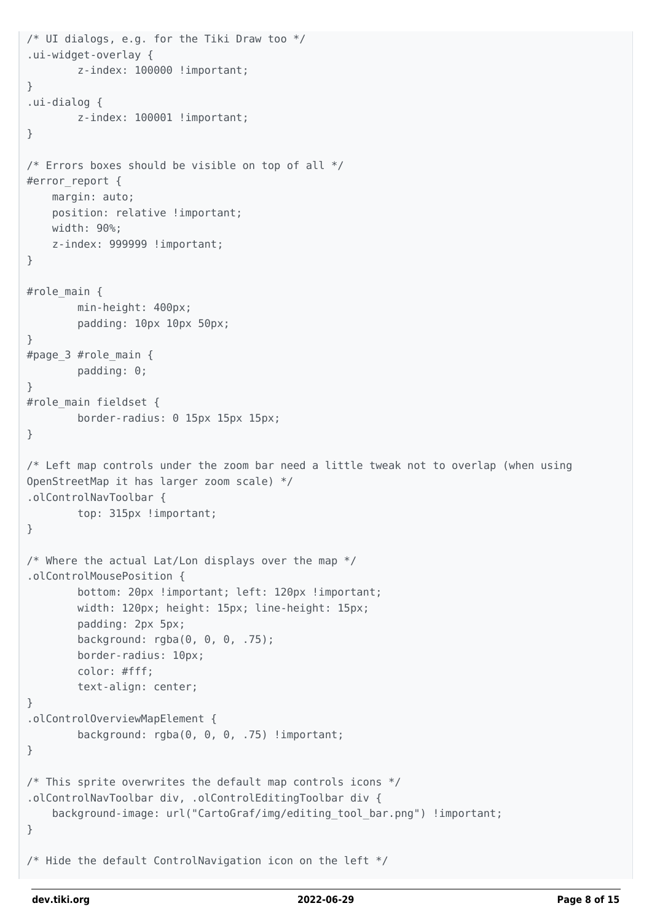```
/* UI dialogs, e.g. for the Tiki Draw too */
.ui-widget-overlay {
        z-index: 100000 !important;
}
.ui-dialog {
        z-index: 100001 !important;
}

/* Errors boxes should be visible on top of all */
#error_report {
    margin: auto;
    position: relative !important;
    width: 90%;
    z-index: 999999 !important;
}

#role_main {
        min-height: 400px;
        padding: 10px 10px 50px;
}
#page_3 #role_main {
        padding: 0;
}
#role_main fieldset {
        border-radius: 0 15px 15px 15px;
}

/* Left map controls under the zoom bar need a little tweak not to overlap (when using
OpenStreetMap it has larger zoom scale) */
.olControlNavToolbar {
        top: 315px !important;
}

/* Where the actual Lat/Lon displays over the map */
.olControlMousePosition {
        bottom: 20px !important; left: 120px !important;
        width: 120px; height: 15px; line-height: 15px;
        padding: 2px 5px;
        background: rgba(0, 0, 0, .75);
        border-radius: 10px;
        color: #fff;
        text-align: center;
}
.olControlOverviewMapElement {
        background: rgba(0, 0, 0, .75) !important;
}

/* This sprite overwrites the default map controls icons */
.olControlNavToolbar div, .olControlEditingToolbar div {
    background-image: url("CartoGraf/img/editing_tool_bar.png") !important;
}

/* Hide the default ControlNavigation icon on the left */
```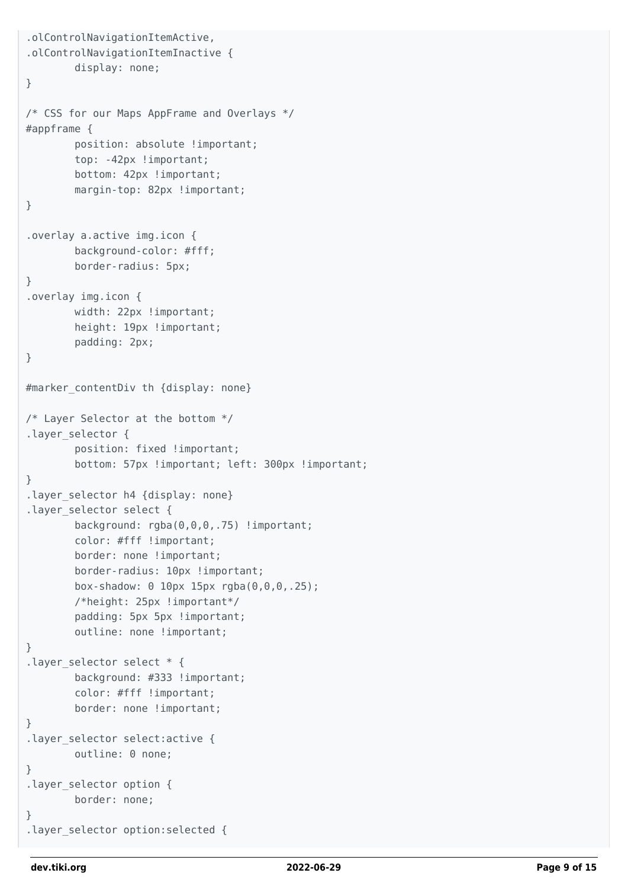```
.olControlNavigationItemActive,
.olControlNavigationItemInactive {
        display: none;
}

/* CSS for our Maps AppFrame and Overlays */
#appframe {
        position: absolute !important;
        top: -42px !important;
        bottom: 42px !important;
        margin-top: 82px !important;
}

.overlay a.active img.icon {
        background-color: #fff;
        border-radius: 5px;
}
.overlay img.icon {
        width: 22px !important;
        height: 19px !important;
        padding: 2px;
}

#marker_contentDiv th {display: none}

/* Layer Selector at the bottom */
.layer_selector {
        position: fixed !important;
        bottom: 57px !important; left: 300px !important;
}
.layer_selector h4 {display: none}
.layer_selector select {
        background: rgba(0,0,0,.75) !important;
        color: #fff !important;
        border: none !important;
        border-radius: 10px !important;
        box-shadow: 0 10px 15px rgba(0,0,0,.25);
        /*height: 25px !important*/
        padding: 5px 5px !important;
        outline: none !important;
}
.layer_selector select * {
        background: #333 !important;
        color: #fff !important;
        border: none !important;
}
.layer_selector select:active {
        outline: 0 none;
}
.layer_selector option {
        border: none;
}
.layer_selector option:selected {
```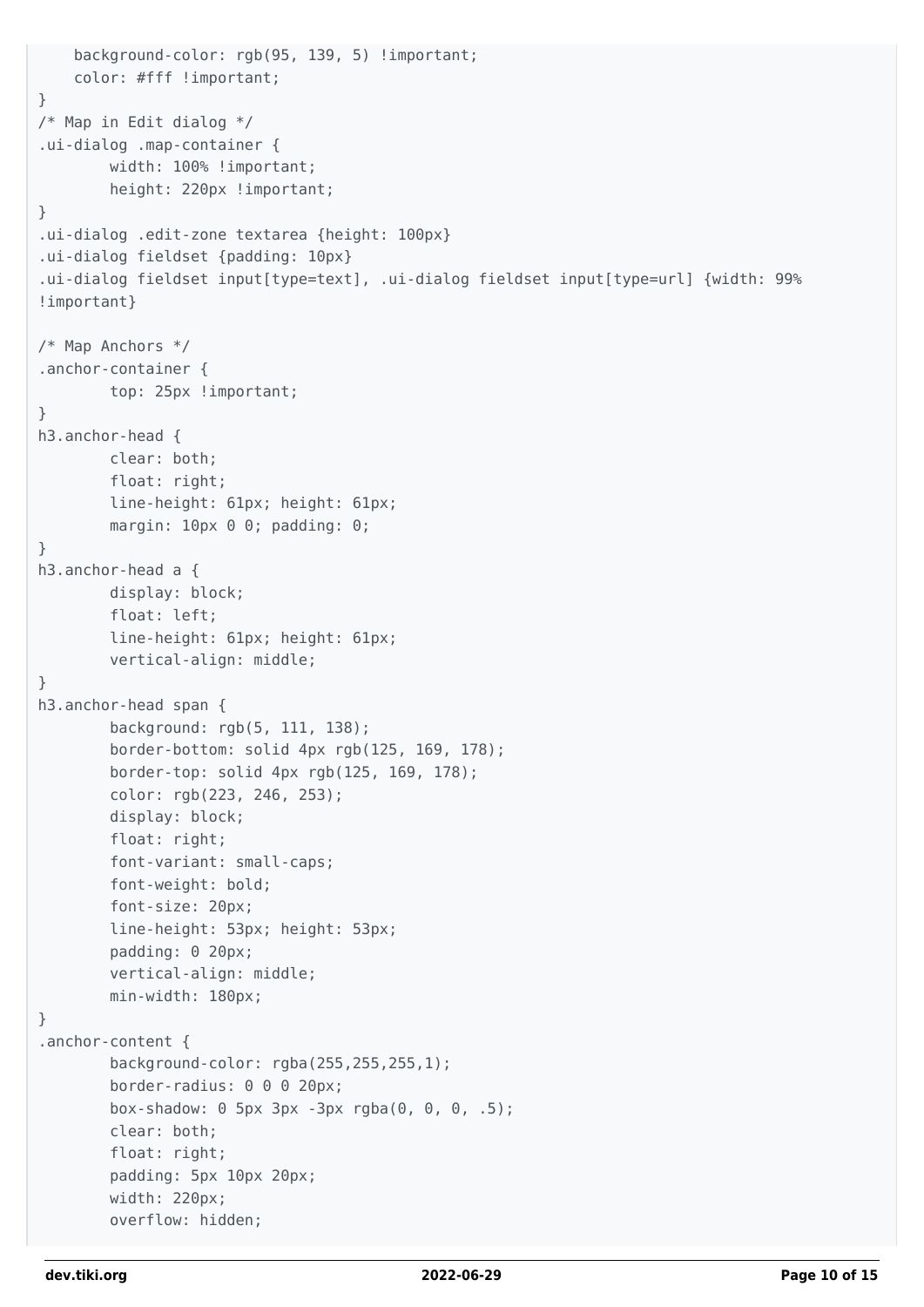```
    background-color: rgb(95, 139, 5) !important;
    color: #fff !important;
}
/* Map in Edit dialog */
.ui-dialog .map-container {
        width: 100% !important;
        height: 220px !important;
}
.ui-dialog .edit-zone textarea {height: 100px}
.ui-dialog fieldset {padding: 10px}
.ui-dialog fieldset input[type=text], .ui-dialog fieldset input[type=url] {width: 99%
!important}

/* Map Anchors */
.anchor-container {
        top: 25px !important;
}
h3.anchor-head {
        clear: both;
        float: right;
        line-height: 61px; height: 61px;
        margin: 10px 0 0; padding: 0;
}
h3.anchor-head a {
        display: block;
        float: left;
        line-height: 61px; height: 61px;
        vertical-align: middle;
}
h3.anchor-head span {
        background: rgb(5, 111, 138);
        border-bottom: solid 4px rgb(125, 169, 178);
        border-top: solid 4px rgb(125, 169, 178);
        color: rgb(223, 246, 253);
        display: block;
        float: right;
        font-variant: small-caps;
        font-weight: bold;
        font-size: 20px;
        line-height: 53px; height: 53px;
        padding: 0 20px;
        vertical-align: middle;
        min-width: 180px;
}
.anchor-content {
        background-color: rgba(255,255,255,1);
        border-radius: 0 0 0 20px;
        box-shadow: 0 5px 3px -3px rgba(0, 0, 0, .5);
        clear: both;
        float: right;
        padding: 5px 10px 20px;
        width: 220px;
        overflow: hidden;
```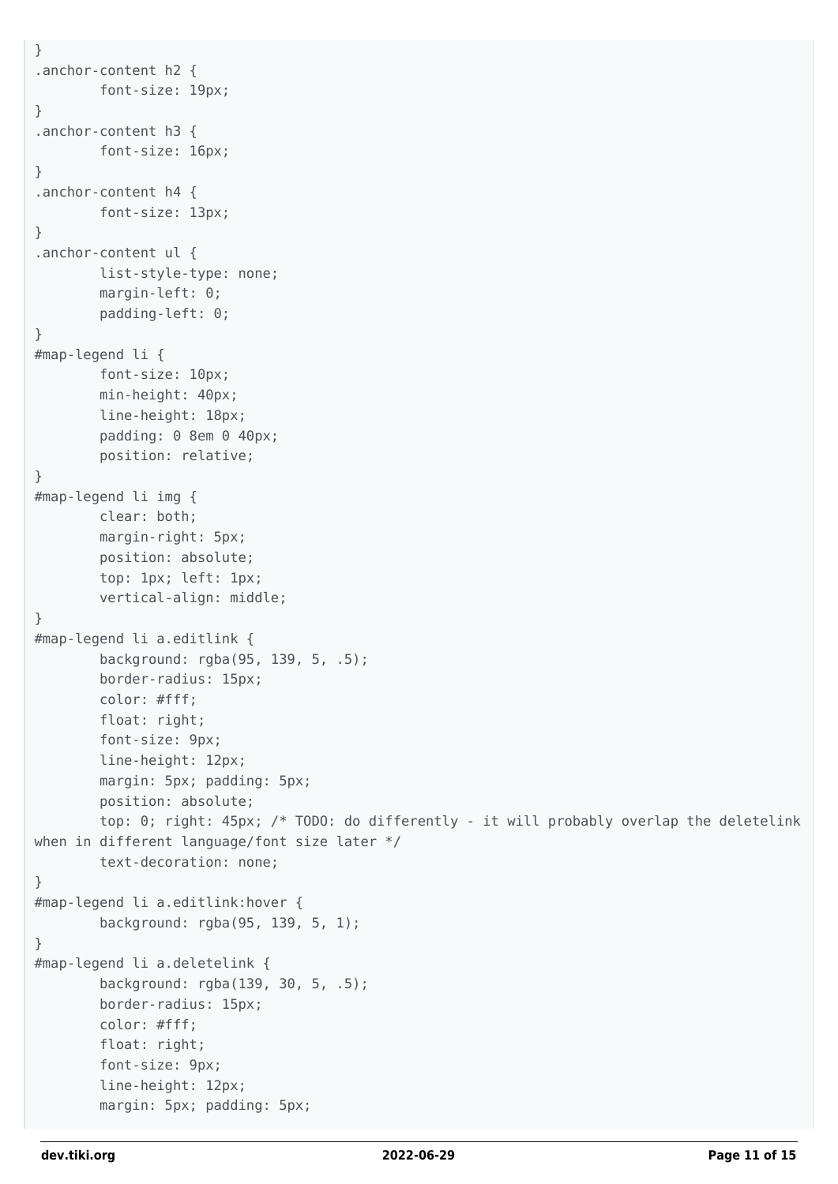```
}
.anchor-content h2 {
        font-size: 19px;
}
.anchor-content h3 {
        font-size: 16px;
}
.anchor-content h4 {
        font-size: 13px;
}
.anchor-content ul {
        list-style-type: none;
        margin-left: 0;
        padding-left: 0;
}
#map-legend li {
        font-size: 10px;
        min-height: 40px;
        line-height: 18px;
        padding: 0 8em 0 40px;
        position: relative;
}
#map-legend li img {
        clear: both;
        margin-right: 5px;
        position: absolute;
        top: 1px; left: 1px;
        vertical-align: middle;
}
#map-legend li a.editlink {
        background: rgba(95, 139, 5, .5);
        border-radius: 15px;
        color: #fff;
        float: right;
        font-size: 9px;
        line-height: 12px;
        margin: 5px; padding: 5px;
        position: absolute;
        top: 0; right: 45px; /* TODO: do differently - it will probably overlap the deletelink
when in different language/font size later */
        text-decoration: none;
}
#map-legend li a.editlink:hover {
        background: rgba(95, 139, 5, 1);
}
#map-legend li a.deletelink {
        background: rgba(139, 30, 5, .5);
        border-radius: 15px;
        color: #fff;
        float: right;
        font-size: 9px;
        line-height: 12px;
        margin: 5px; padding: 5px;
```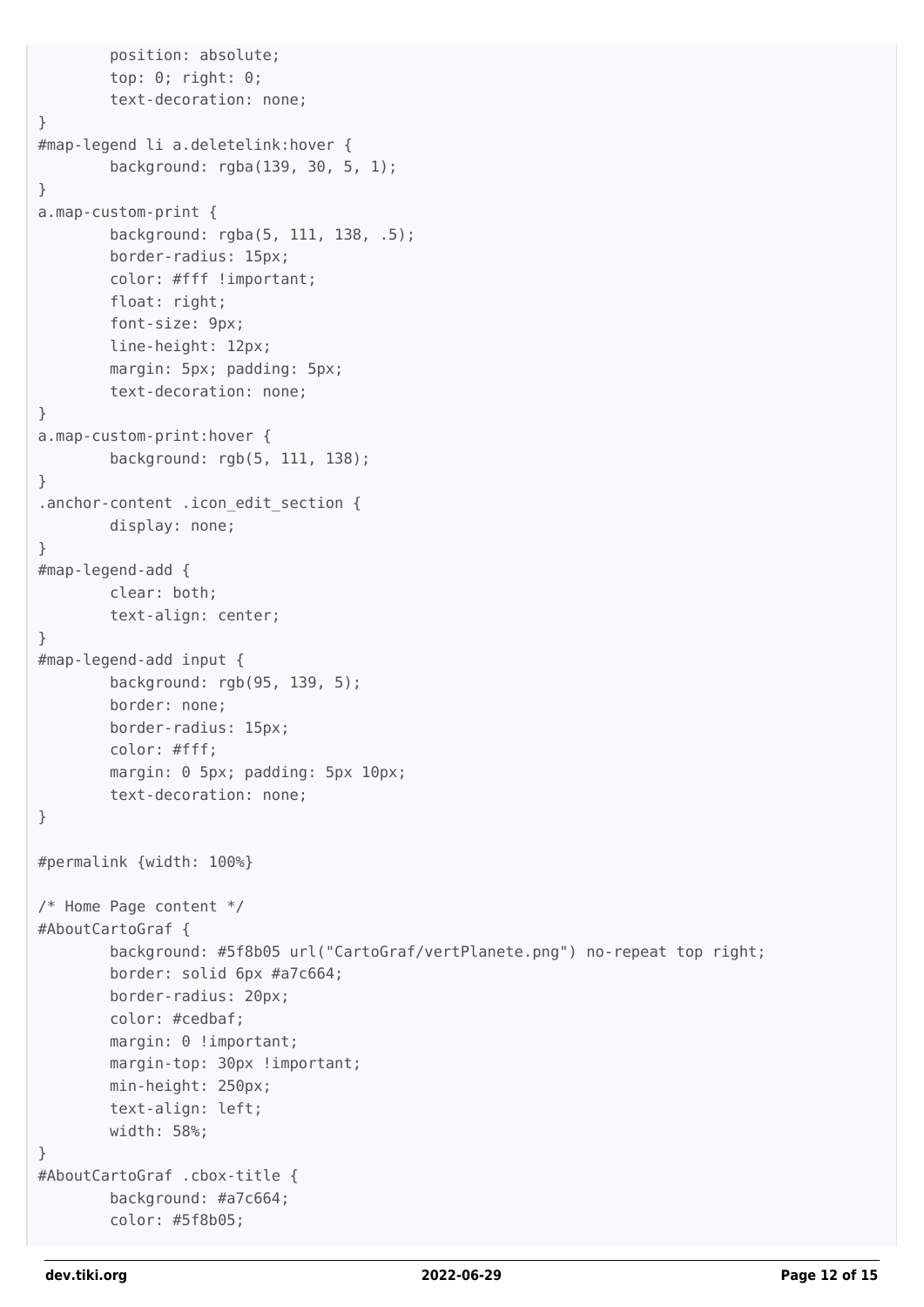```
        position: absolute;
        top: 0; right: 0;
        text-decoration: none;
}
#map-legend li a.deletelink:hover {
        background: rgba(139, 30, 5, 1);
}
a.map-custom-print {
        background: rgba(5, 111, 138, .5);
        border-radius: 15px;
        color: #fff !important;
        float: right;
        font-size: 9px;
        line-height: 12px;
        margin: 5px; padding: 5px;
        text-decoration: none;
}
a.map-custom-print:hover {
        background: rgb(5, 111, 138);
}
.anchor-content .icon_edit_section {
        display: none;
}
#map-legend-add {
        clear: both;
        text-align: center;
}
#map-legend-add input {
        background: rgb(95, 139, 5);
        border: none;
        border-radius: 15px;
        color: #fff;
        margin: 0 5px; padding: 5px 10px;
        text-decoration: none;
}

#permalink {width: 100%}

/* Home Page content */
#AboutCartoGraf {
        background: #5f8b05 url("CartoGraf/vertPlanete.png") no-repeat top right;
        border: solid 6px #a7c664;
        border-radius: 20px;
        color: #cedbaf;
        margin: 0 !important;
        margin-top: 30px !important;
        min-height: 250px;
        text-align: left;
        width: 58%;
}
#AboutCartoGraf .cbox-title {
        background: #a7c664;
        color: #5f8b05;
```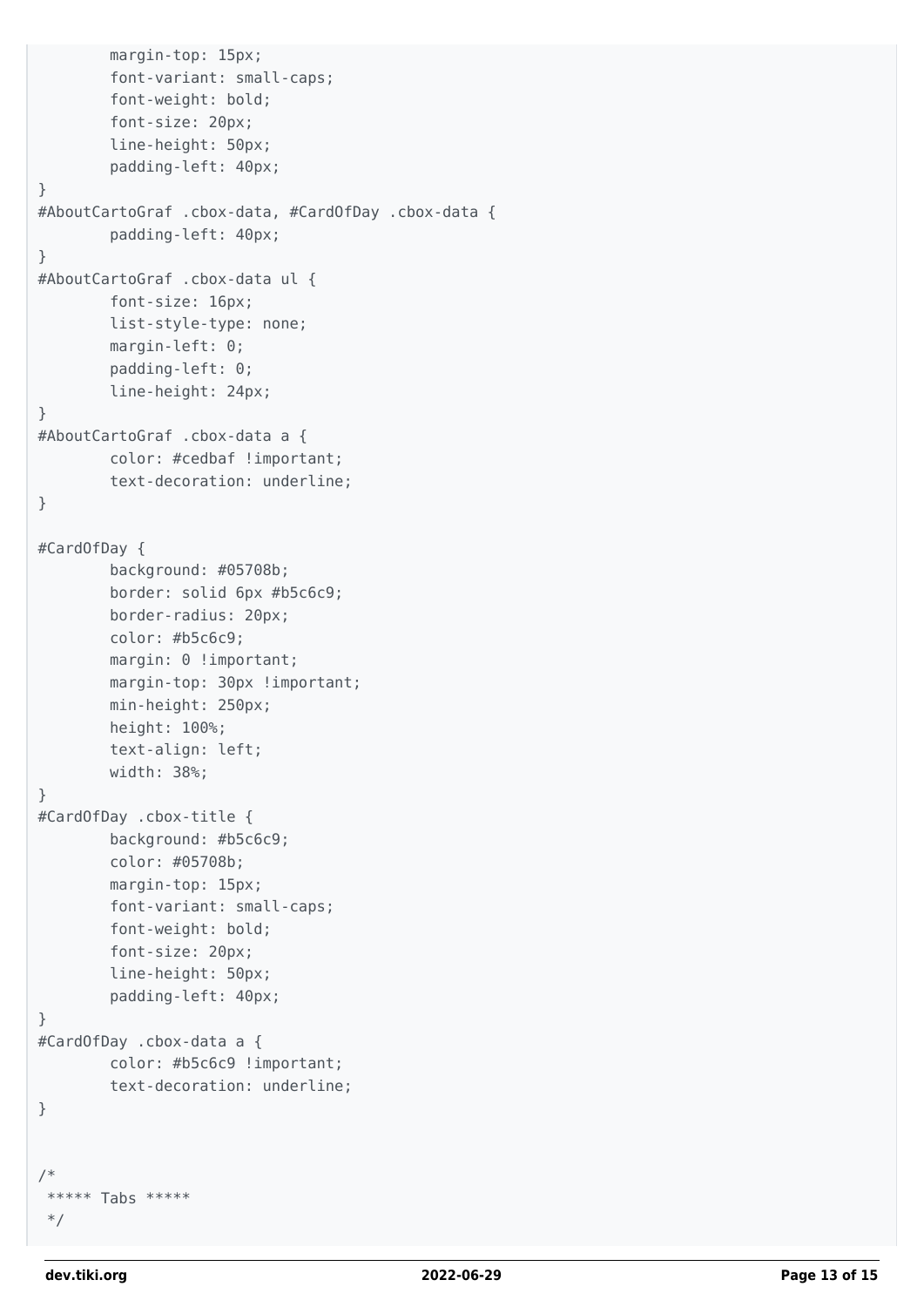```
        margin-top: 15px;
        font-variant: small-caps;
        font-weight: bold;
        font-size: 20px;
        line-height: 50px;
        padding-left: 40px;
}
#AboutCartoGraf .cbox-data, #CardOfDay .cbox-data {
        padding-left: 40px;
}
#AboutCartoGraf .cbox-data ul {
        font-size: 16px;
        list-style-type: none;
        margin-left: 0;
        padding-left: 0;
        line-height: 24px;
}
#AboutCartoGraf .cbox-data a {
        color: #cedbaf !important;
        text-decoration: underline;
}

#CardOfDay {
        background: #05708b;
        border: solid 6px #b5c6c9;
        border-radius: 20px;
        color: #b5c6c9;
        margin: 0 !important;
        margin-top: 30px !important;
        min-height: 250px;
        height: 100%;
        text-align: left;
        width: 38%;
}
#CardOfDay .cbox-title {
        background: #b5c6c9;
        color: #05708b;
        margin-top: 15px;
        font-variant: small-caps;
        font-weight: bold;
        font-size: 20px;
        line-height: 50px;
        padding-left: 40px;
}
#CardOfDay .cbox-data a {
        color: #b5c6c9 !important;
        text-decoration: underline;
}


/*
 ***** Tabs *****
 */
```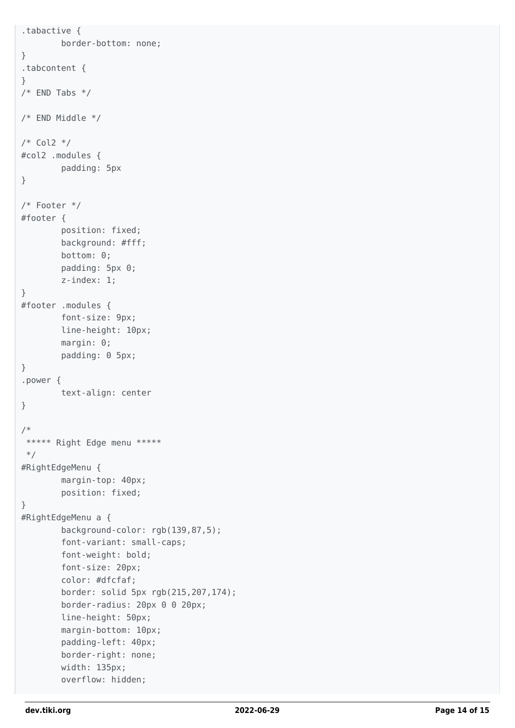```
.tabactive {
        border-bottom: none;
}
.tabcontent {
}
/* END Tabs */

/* END Middle */

/* Col2 */
#col2 .modules {
        padding: 5px
}

/* Footer */
#footer {
        position: fixed;
        background: #fff;
        bottom: 0;
        padding: 5px 0;
        z-index: 1;
}
#footer .modules {
        font-size: 9px;
        line-height: 10px;
        margin: 0;
        padding: 0 5px;
}
.power {
        text-align: center
}

/*
 ***** Right Edge menu *****
 */
#RightEdgeMenu {
        margin-top: 40px;
        position: fixed;
}
#RightEdgeMenu a {
        background-color: rgb(139,87,5);
        font-variant: small-caps;
        font-weight: bold;
        font-size: 20px;
        color: #dfcfaf;
        border: solid 5px rgb(215,207,174);
        border-radius: 20px 0 0 20px;
        line-height: 50px;
        margin-bottom: 10px;
        padding-left: 40px;
        border-right: none;
        width: 135px;
        overflow: hidden;
```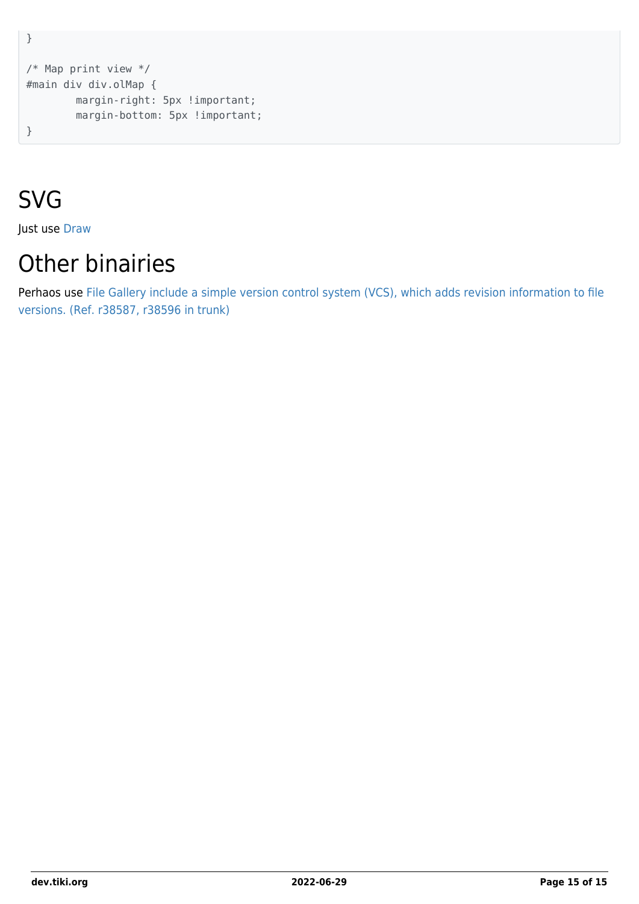```
}

/* Map print view */
#main div div.olMap {
        margin-right: 5px !important;
        margin-bottom: 5px !important;
}
```

# SVG

Just use Draw

# Other binairies

Perhaos use File Gallery include a simple version control system (VCS), which adds revision information to file versions. (Ref. r38587, r38596 in trunk)